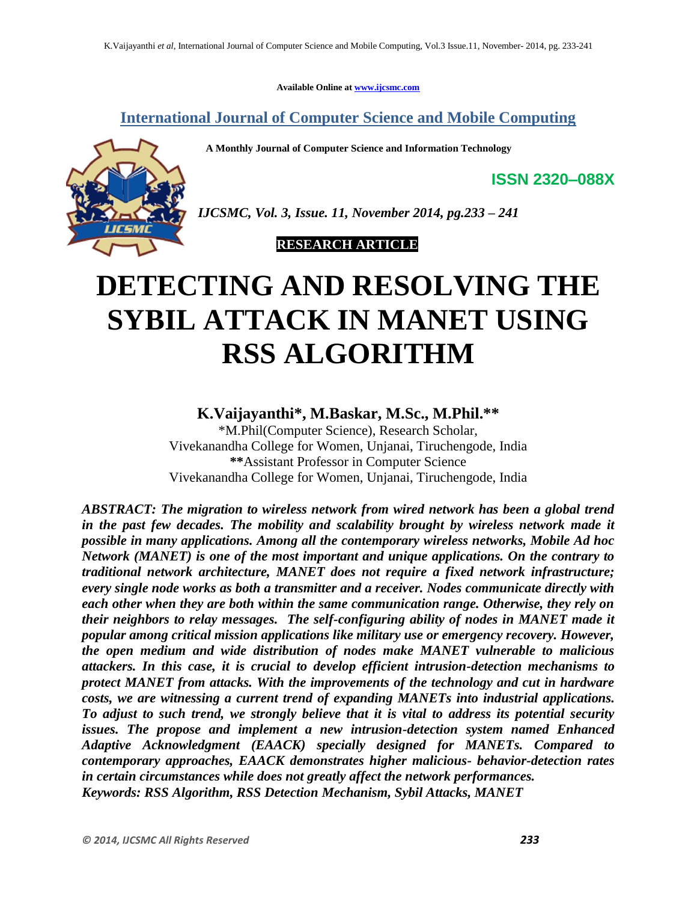Available Online at www.ijcsmc.com

## International Journal of Computer Science and Mobile Computing

**A Monthly Journal of Computer Science and Information Technology**

**ISSN 2320–088X**

*IJCSMC, Vol. 3, Issue. 11, November 2014, pg.233 – 241*

**RESEARCH ARTICLE**

# DETECTING AND RESOLVING THE SYBIL ATTACK IN MANET USING RSS ALGORITHM

**K.Vaijayanthi\*, M.Baskar, M.Sc., M.Phil.\*\***

\*M.Phil(Computer Science), Research Scholar,
Vivekanandha College for Women, Unjanai, Tiruchengode, India
**\*\***Assistant Professor in Computer Science
Vivekanandha College for Women, Unjanai, Tiruchengode, India

***ABSTRACT: The migration to wireless network from wired network has been a global trend in the past few decades. The mobility and scalability brought by wireless network made it possible in many applications. Among all the contemporary wireless networks, Mobile Ad hoc Network (MANET) is one of the most important and unique applications. On the contrary to traditional network architecture, MANET does not require a fixed network infrastructure; every single node works as both a transmitter and a receiver. Nodes communicate directly with each other when they are both within the same communication range. Otherwise, they rely on their neighbors to relay messages. The self-configuring ability of nodes in MANET made it popular among critical mission applications like military use or emergency recovery. However, the open medium and wide distribution of nodes make MANET vulnerable to malicious attackers. In this case, it is crucial to develop efficient intrusion-detection mechanisms to protect MANET from attacks. With the improvements of the technology and cut in hardware costs, we are witnessing a current trend of expanding MANETs into industrial applications. To adjust to such trend, we strongly believe that it is vital to address its potential security issues. The propose and implement a new intrusion-detection system named Enhanced Adaptive Acknowledgment (EAACK) specially designed for MANETs. Compared to contemporary approaches, EAACK demonstrates higher malicious- behavior-detection rates in certain circumstances while does not greatly affect the network performances.***

***Keywords: RSS Algorithm, RSS Detection Mechanism, Sybil Attacks, MANET***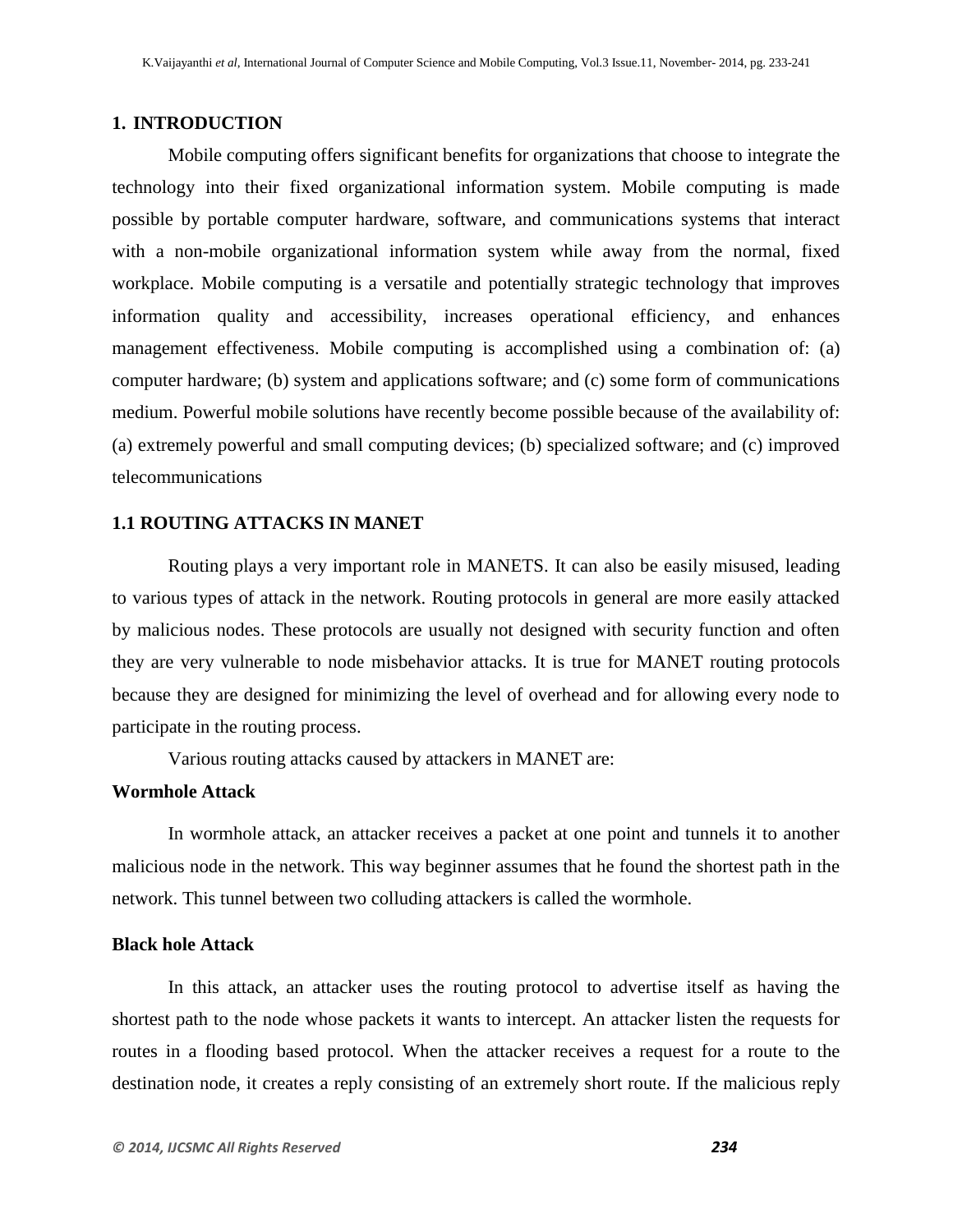## 1. INTRODUCTION

Mobile computing offers significant benefits for organizations that choose to integrate the technology into their fixed organizational information system. Mobile computing is made possible by portable computer hardware, software, and communications systems that interact with a non-mobile organizational information system while away from the normal, fixed workplace. Mobile computing is a versatile and potentially strategic technology that improves information quality and accessibility, increases operational efficiency, and enhances management effectiveness. Mobile computing is accomplished using a combination of: (a) computer hardware; (b) system and applications software; and (c) some form of communications medium. Powerful mobile solutions have recently become possible because of the availability of: (a) extremely powerful and small computing devices; (b) specialized software; and (c) improved telecommunications

### 1.1 ROUTING ATTACKS IN MANET

Routing plays a very important role in MANETS. It can also be easily misused, leading to various types of attack in the network. Routing protocols in general are more easily attacked by malicious nodes. These protocols are usually not designed with security function and often they are very vulnerable to node misbehavior attacks. It is true for MANET routing protocols because they are designed for minimizing the level of overhead and for allowing every node to participate in the routing process.

Various routing attacks caused by attackers in MANET are:

**Wormhole Attack**

In wormhole attack, an attacker receives a packet at one point and tunnels it to another malicious node in the network. This way beginner assumes that he found the shortest path in the network. This tunnel between two colluding attackers is called the wormhole.

**Black hole Attack**

In this attack, an attacker uses the routing protocol to advertise itself as having the shortest path to the node whose packets it wants to intercept. An attacker listen the requests for routes in a flooding based protocol. When the attacker receives a request for a route to the destination node, it creates a reply consisting of an extremely short route. If the malicious reply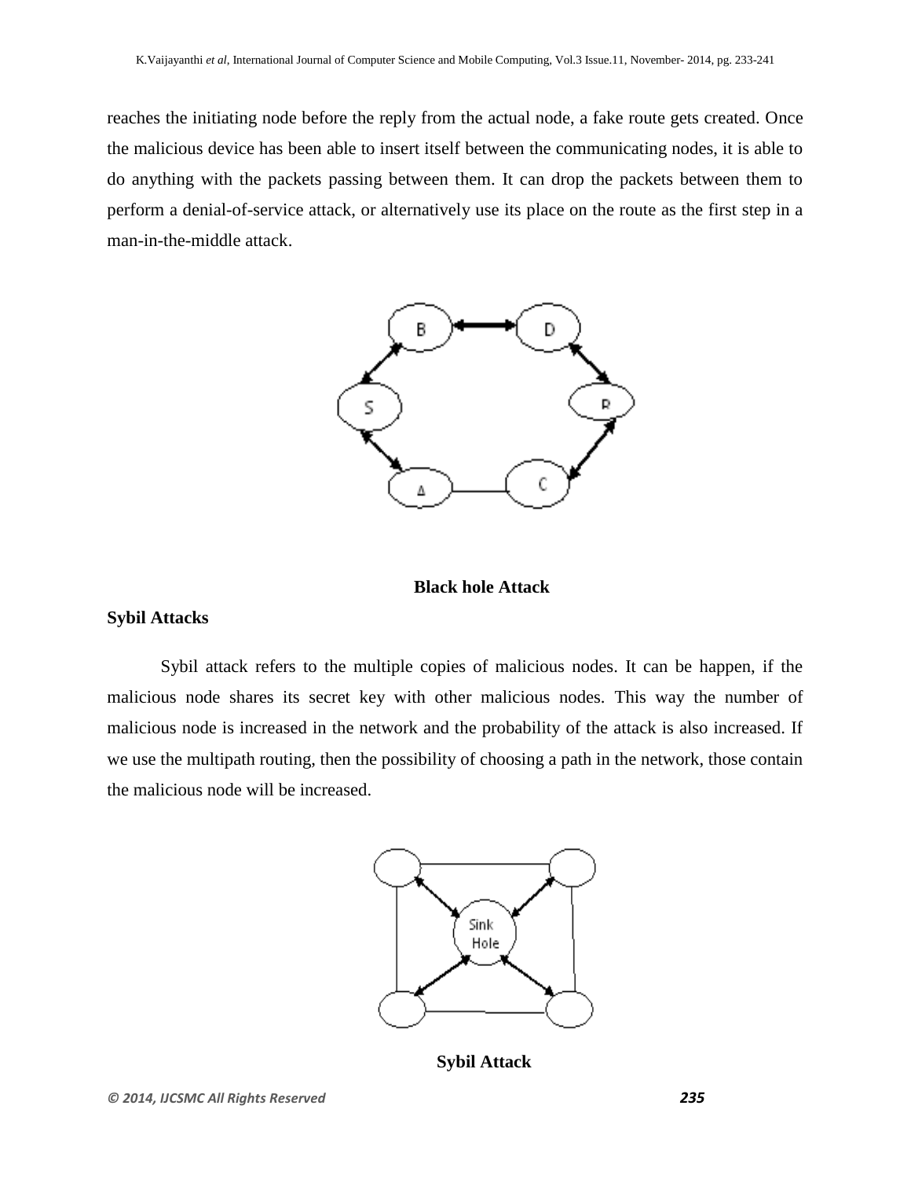reaches the initiating node before the reply from the actual node, a fake route gets created. Once the malicious device has been able to insert itself between the communicating nodes, it is able to do anything with the packets passing between them. It can drop the packets between them to perform a denial-of-service attack, or alternatively use its place on the route as the first step in a man-in-the-middle attack.

**Black hole Attack**

### Sybil Attacks

Sybil attack refers to the multiple copies of malicious nodes. It can be happen, if the malicious node shares its secret key with other malicious nodes. This way the number of malicious node is increased in the network and the probability of the attack is also increased. If we use the multipath routing, then the possibility of choosing a path in the network, those contain the malicious node will be increased.

**Sybil Attack**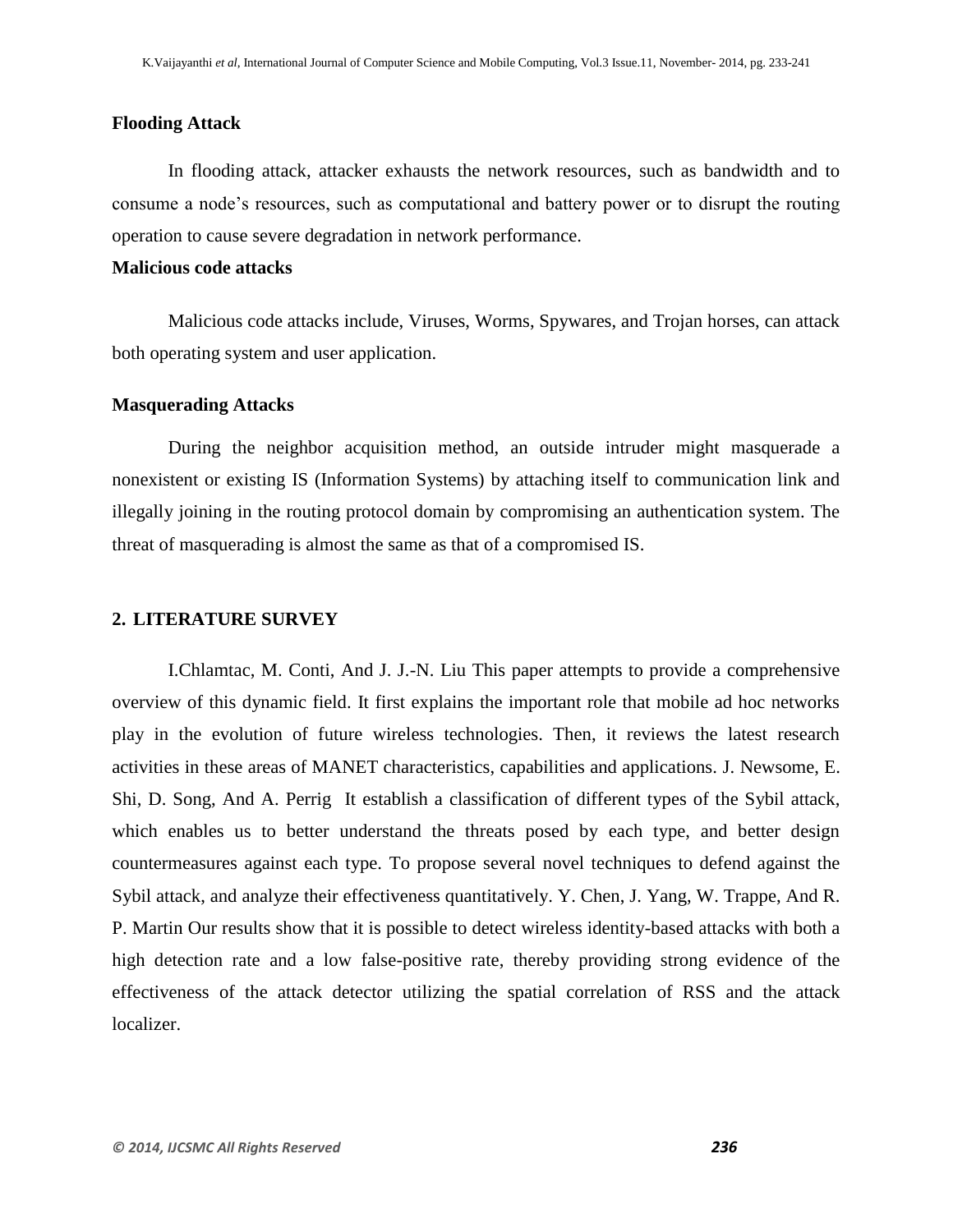**Flooding Attack**

In flooding attack, attacker exhausts the network resources, such as bandwidth and to consume a node's resources, such as computational and battery power or to disrupt the routing operation to cause severe degradation in network performance.

**Malicious code attacks**

Malicious code attacks include, Viruses, Worms, Spywares, and Trojan horses, can attack both operating system and user application.

**Masquerading Attacks**

During the neighbor acquisition method, an outside intruder might masquerade a nonexistent or existing IS (Information Systems) by attaching itself to communication link and illegally joining in the routing protocol domain by compromising an authentication system. The threat of masquerading is almost the same as that of a compromised IS.

## 2. LITERATURE SURVEY

I.Chlamtac, M. Conti, And J. J.-N. Liu This paper attempts to provide a comprehensive overview of this dynamic field. It first explains the important role that mobile ad hoc networks play in the evolution of future wireless technologies. Then, it reviews the latest research activities in these areas of MANET characteristics, capabilities and applications. J. Newsome, E. Shi, D. Song, And A. Perrig It establish a classification of different types of the Sybil attack, which enables us to better understand the threats posed by each type, and better design countermeasures against each type. To propose several novel techniques to defend against the Sybil attack, and analyze their effectiveness quantitatively. Y. Chen, J. Yang, W. Trappe, And R. P. Martin Our results show that it is possible to detect wireless identity-based attacks with both a high detection rate and a low false-positive rate, thereby providing strong evidence of the effectiveness of the attack detector utilizing the spatial correlation of RSS and the attack localizer.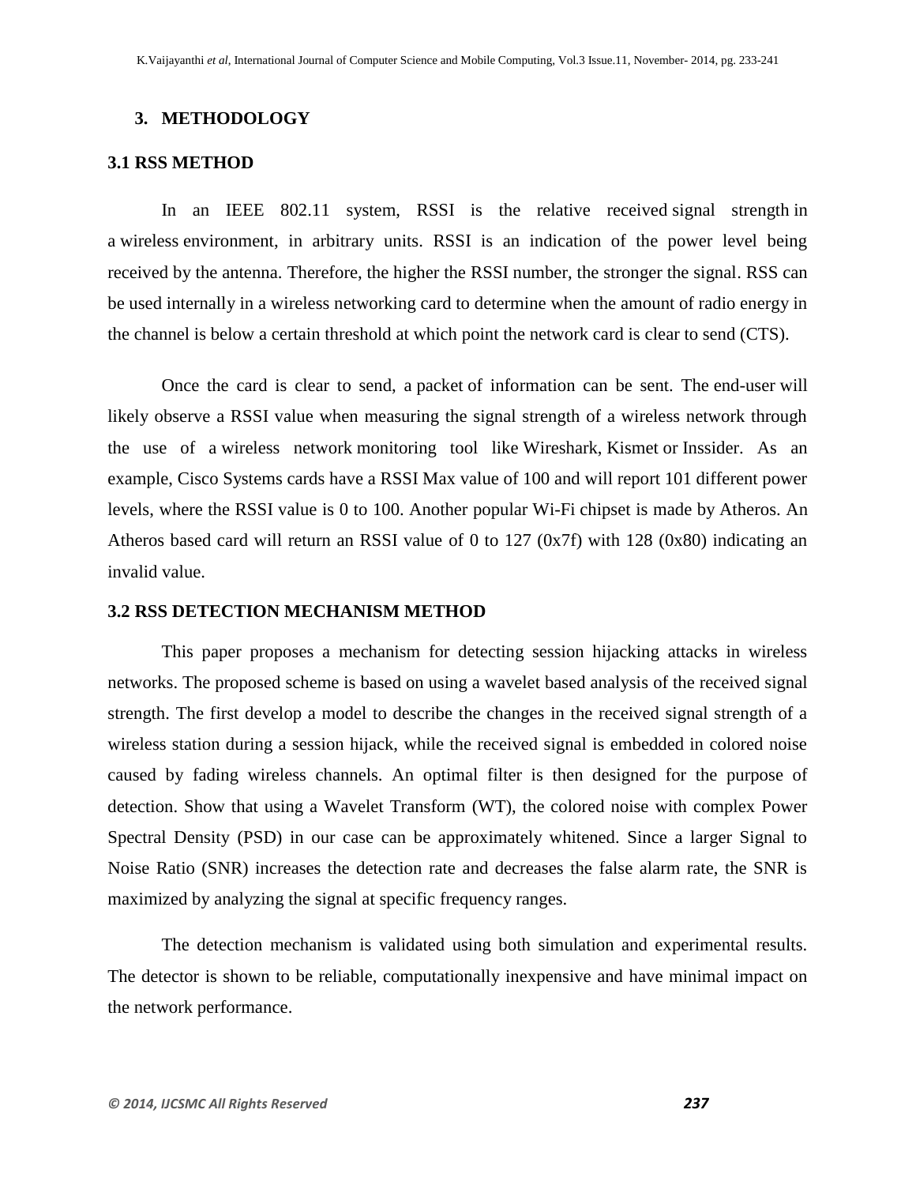## 3. METHODOLOGY

### 3.1 RSS METHOD

In an IEEE 802.11 system, RSSI is the relative received signal strength in a wireless environment, in arbitrary units. RSSI is an indication of the power level being received by the antenna. Therefore, the higher the RSSI number, the stronger the signal. RSS can be used internally in a wireless networking card to determine when the amount of radio energy in the channel is below a certain threshold at which point the network card is clear to send (CTS).

Once the card is clear to send, a packet of information can be sent. The end-user will likely observe a RSSI value when measuring the signal strength of a wireless network through the use of a wireless network monitoring tool like Wireshark, Kismet or Inssider. As an example, Cisco Systems cards have a RSSI Max value of 100 and will report 101 different power levels, where the RSSI value is 0 to 100. Another popular Wi-Fi chipset is made by Atheros. An Atheros based card will return an RSSI value of 0 to 127 (0x7f) with 128 (0x80) indicating an invalid value.

### 3.2 RSS DETECTION MECHANISM METHOD

This paper proposes a mechanism for detecting session hijacking attacks in wireless networks. The proposed scheme is based on using a wavelet based analysis of the received signal strength. The first develop a model to describe the changes in the received signal strength of a wireless station during a session hijack, while the received signal is embedded in colored noise caused by fading wireless channels. An optimal filter is then designed for the purpose of detection. Show that using a Wavelet Transform (WT), the colored noise with complex Power Spectral Density (PSD) in our case can be approximately whitened. Since a larger Signal to Noise Ratio (SNR) increases the detection rate and decreases the false alarm rate, the SNR is maximized by analyzing the signal at specific frequency ranges.

The detection mechanism is validated using both simulation and experimental results. The detector is shown to be reliable, computationally inexpensive and have minimal impact on the network performance.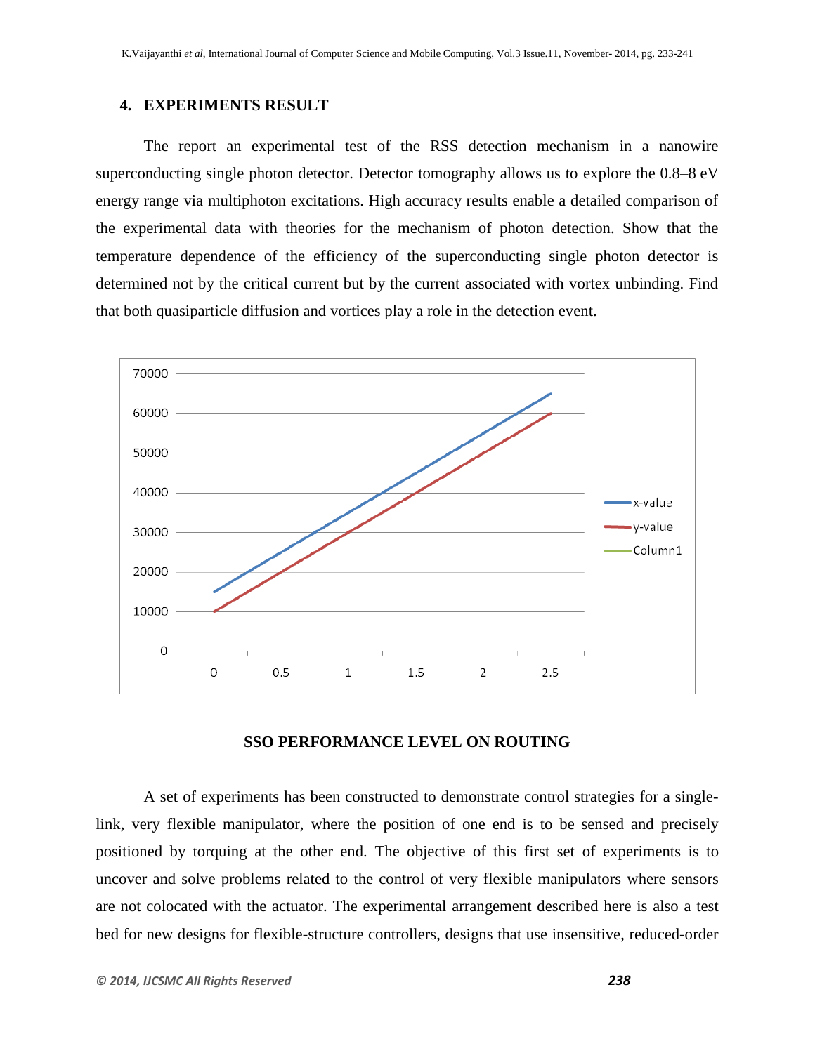## 4. EXPERIMENTS RESULT

The report an experimental test of the RSS detection mechanism in a nanowire superconducting single photon detector. Detector tomography allows us to explore the 0.8–8 eV energy range via multiphoton excitations. High accuracy results enable a detailed comparison of the experimental data with theories for the mechanism of photon detection. Show that the temperature dependence of the efficiency of the superconducting single photon detector is determined not by the critical current but by the current associated with vortex unbinding. Find that both quasiparticle diffusion and vortices play a role in the detection event.

**SSO PERFORMANCE LEVEL ON ROUTING**

A set of experiments has been constructed to demonstrate control strategies for a single-link, very flexible manipulator, where the position of one end is to be sensed and precisely positioned by torquing at the other end. The objective of this first set of experiments is to uncover and solve problems related to the control of very flexible manipulators where sensors are not colocated with the actuator. The experimental arrangement described here is also a test bed for new designs for flexible-structure controllers, designs that use insensitive, reduced-order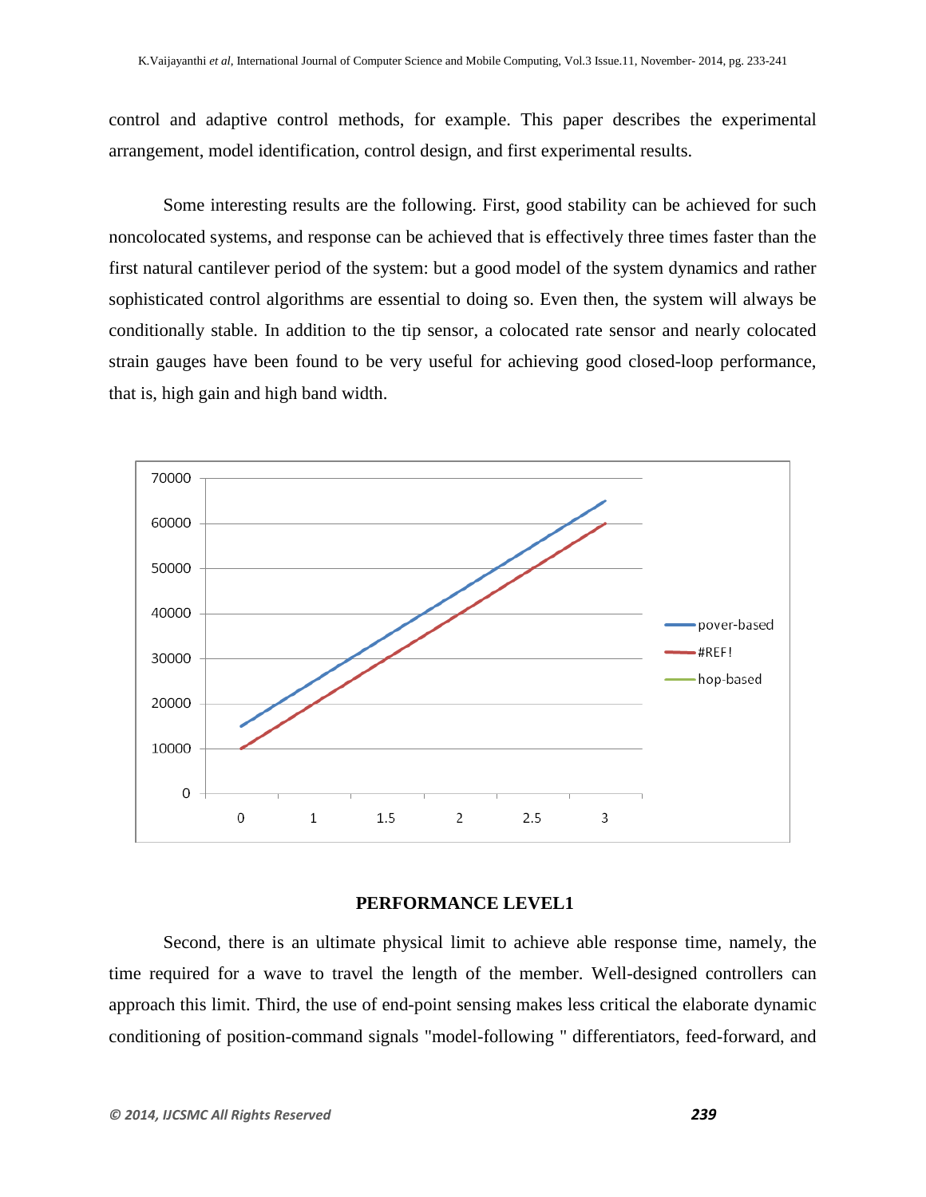control and adaptive control methods, for example. This paper describes the experimental arrangement, model identification, control design, and first experimental results.

Some interesting results are the following. First, good stability can be achieved for such noncolocated systems, and response can be achieved that is effectively three times faster than the first natural cantilever period of the system: but a good model of the system dynamics and rather sophisticated control algorithms are essential to doing so. Even then, the system will always be conditionally stable. In addition to the tip sensor, a colocated rate sensor and nearly colocated strain gauges have been found to be very useful for achieving good closed-loop performance, that is, high gain and high band width.

**PERFORMANCE LEVEL1**

Second, there is an ultimate physical limit to achieve able response time, namely, the time required for a wave to travel the length of the member. Well-designed controllers can approach this limit. Third, the use of end-point sensing makes less critical the elaborate dynamic conditioning of position-command signals "model-following " differentiators, feed-forward, and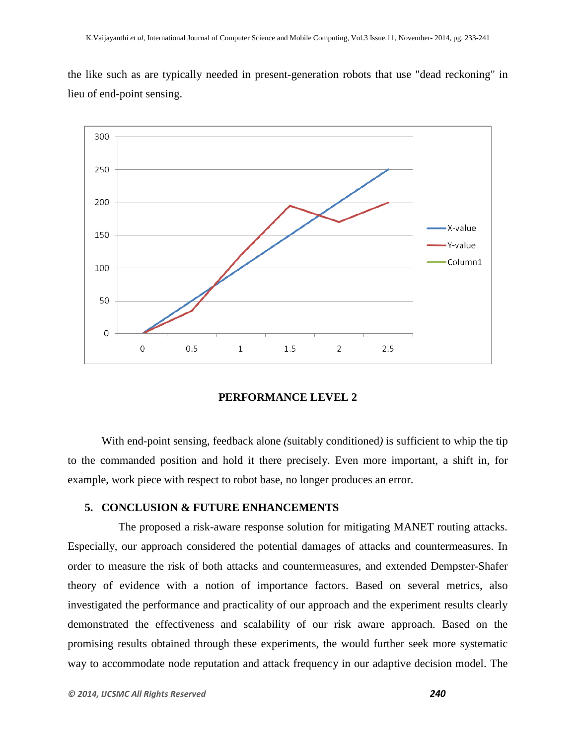the like such as are typically needed in present-generation robots that use "dead reckoning" in lieu of end-point sensing.

**PERFORMANCE LEVEL 2**

With end-point sensing, feedback alone *(*suitably conditioned*)* is sufficient to whip the tip to the commanded position and hold it there precisely. Even more important, a shift in, for example, work piece with respect to robot base, no longer produces an error.

## 5. CONCLUSION & FUTURE ENHANCEMENTS

The proposed a risk-aware response solution for mitigating MANET routing attacks. Especially, our approach considered the potential damages of attacks and countermeasures. In order to measure the risk of both attacks and countermeasures, and extended Dempster-Shafer theory of evidence with a notion of importance factors. Based on several metrics, also investigated the performance and practicality of our approach and the experiment results clearly demonstrated the effectiveness and scalability of our risk aware approach. Based on the promising results obtained through these experiments, the would further seek more systematic way to accommodate node reputation and attack frequency in our adaptive decision model. The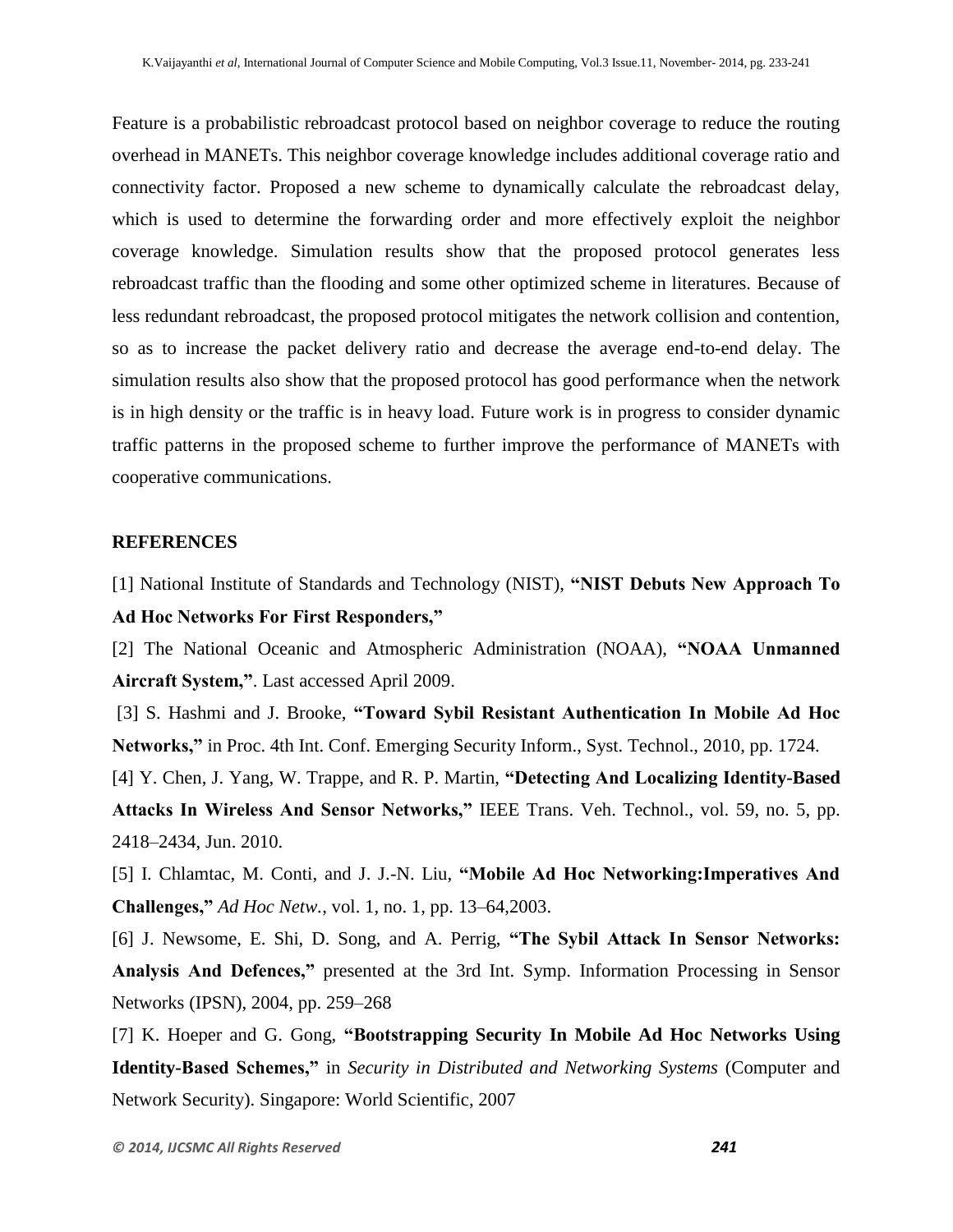Feature is a probabilistic rebroadcast protocol based on neighbor coverage to reduce the routing overhead in MANETs. This neighbor coverage knowledge includes additional coverage ratio and connectivity factor. Proposed a new scheme to dynamically calculate the rebroadcast delay, which is used to determine the forwarding order and more effectively exploit the neighbor coverage knowledge. Simulation results show that the proposed protocol generates less rebroadcast traffic than the flooding and some other optimized scheme in literatures. Because of less redundant rebroadcast, the proposed protocol mitigates the network collision and contention, so as to increase the packet delivery ratio and decrease the average end-to-end delay. The simulation results also show that the proposed protocol has good performance when the network is in high density or the traffic is in heavy load. Future work is in progress to consider dynamic traffic patterns in the proposed scheme to further improve the performance of MANETs with cooperative communications.

## REFERENCES

[1] National Institute of Standards and Technology (NIST), **"NIST Debuts New Approach To Ad Hoc Networks For First Responders,"**

[2] The National Oceanic and Atmospheric Administration (NOAA), **"NOAA Unmanned Aircraft System,"**. Last accessed April 2009.

[3] S. Hashmi and J. Brooke, **"Toward Sybil Resistant Authentication In Mobile Ad Hoc Networks,"** in Proc. 4th Int. Conf. Emerging Security Inform., Syst. Technol., 2010, pp. 1724.

[4] Y. Chen, J. Yang, W. Trappe, and R. P. Martin, **"Detecting And Localizing Identity-Based Attacks In Wireless And Sensor Networks,"** IEEE Trans. Veh. Technol., vol. 59, no. 5, pp. 2418–2434, Jun. 2010.

[5] I. Chlamtac, M. Conti, and J. J.-N. Liu, **"Mobile Ad Hoc Networking:Imperatives And Challenges,"** *Ad Hoc Netw.*, vol. 1, no. 1, pp. 13–64,2003.

[6] J. Newsome, E. Shi, D. Song, and A. Perrig, **"The Sybil Attack In Sensor Networks: Analysis And Defences,"** presented at the 3rd Int. Symp. Information Processing in Sensor Networks (IPSN), 2004, pp. 259–268

[7] K. Hoeper and G. Gong, **"Bootstrapping Security In Mobile Ad Hoc Networks Using Identity-Based Schemes,"** in *Security in Distributed and Networking Systems* (Computer and Network Security). Singapore: World Scientific, 2007